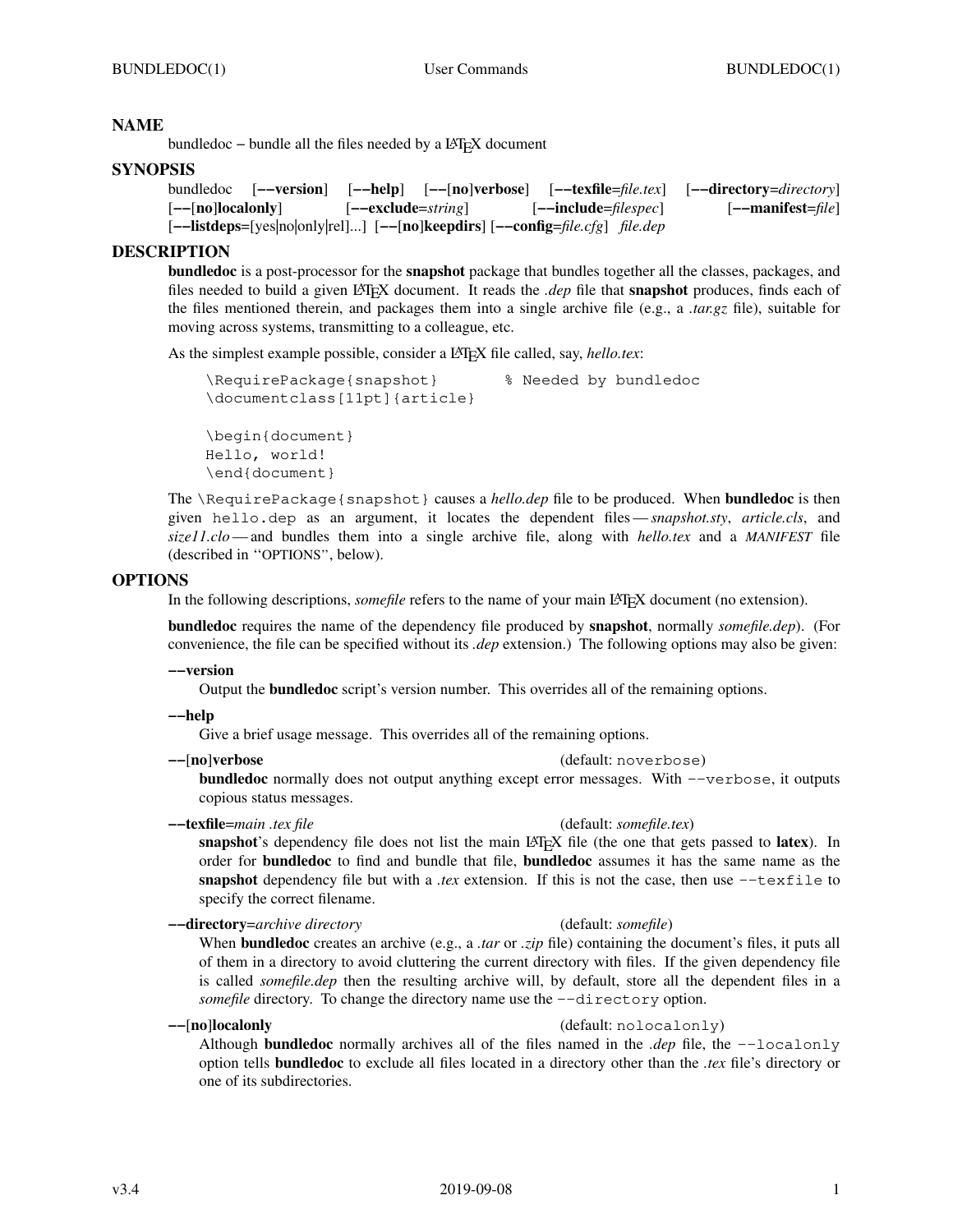## NAME

bundledoc – bundle all the files needed by a LaTeX document

## SYNOPSIS

bundledoc [**−−version**] [**−−help**] [**−−**[**no**]**verbose**] [**−−texfile**=*file.tex*] [**−−directory**=*directory*] [**−−**[**no**]**localonly**] [**−−exclude**=*string*] [**−−include**=*filespec*] [**−−manifest**=*file*] [**−−listdeps**=[yes|no|only|rel]...] [**−−**[**no**]**keepdirs**] [**−−config**=*file.cfg*] *file.dep*

## DESCRIPTION

**bundledoc** is a post-processor for the **snapshot** package that bundles together all the classes, packages, and files needed to build a given LaTeX document. It reads the *.dep* file that **snapshot** produces, finds each of the files mentioned therein, and packages them into a single archive file (e.g., a *.tar.gz* file), suitable for moving across systems, transmitting to a colleague, etc.

As the simplest example possible, consider a LaTeX file called, say, *hello.tex*:

```
\RequirePackage{snapshot}       % Needed by bundledoc
\documentclass[11pt]{article}

\begin{document}
Hello, world!
\end{document}
```

The `\RequirePackage{snapshot}` causes a *hello.dep* file to be produced. When **bundledoc** is then given `hello.dep` as an argument, it locates the dependent files — *snapshot.sty*, *article.cls*, and *size11.clo* — and bundles them into a single archive file, along with *hello.tex* and a *MANIFEST* file (described in "OPTIONS", below).

## OPTIONS

In the following descriptions, *somefile* refers to the name of your main LaTeX document (no extension).

**bundledoc** requires the name of the dependency file produced by **snapshot**, normally *somefile.dep*). (For convenience, the file can be specified without its *.dep* extension.) The following options may also be given:

**−−version**

Output the **bundledoc** script's version number. This overrides all of the remaining options.

**−−help**

Give a brief usage message. This overrides all of the remaining options.

**−−**[**no**]**verbose** (default: `noverbose`)

**bundledoc** normally does not output anything except error messages. With `--verbose`, it outputs copious status messages.

**−−texfile**=*main .tex file* (default: *somefile.tex*)

**snapshot**'s dependency file does not list the main LaTeX file (the one that gets passed to **latex**). In order for **bundledoc** to find and bundle that file, **bundledoc** assumes it has the same name as the **snapshot** dependency file but with a *.tex* extension. If this is not the case, then use `--texfile` to specify the correct filename.

**−−directory**=*archive directory* (default: *somefile*)

When **bundledoc** creates an archive (e.g., a *.tar* or *.zip* file) containing the document's files, it puts all of them in a directory to avoid cluttering the current directory with files. If the given dependency file is called *somefile.dep* then the resulting archive will, by default, store all the dependent files in a *somefile* directory. To change the directory name use the `--directory` option.

**−−**[**no**]**localonly** (default: `nolocalonly`)

Although **bundledoc** normally archives all of the files named in the *.dep* file, the `--localonly` option tells **bundledoc** to exclude all files located in a directory other than the *.tex* file's directory or one of its subdirectories.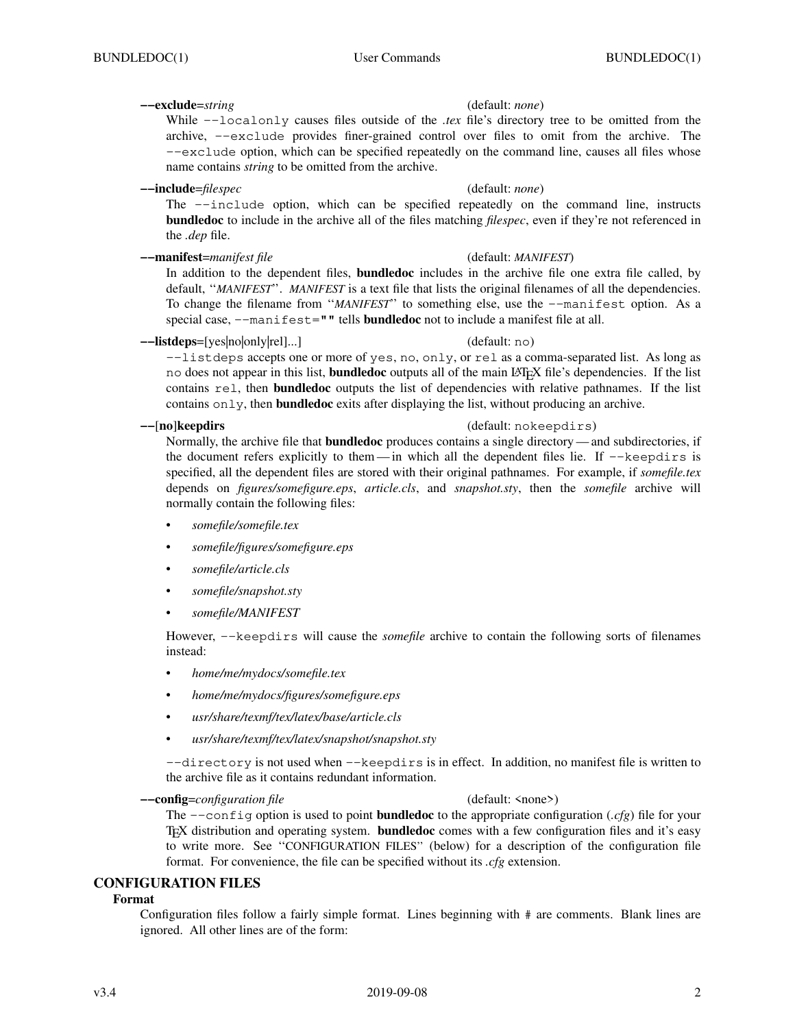**--exclude**=*string* (default: *none*)

While `--localonly` causes files outside of the *.tex* file's directory tree to be omitted from the archive, `--exclude` provides finer-grained control over files to omit from the archive. The `--exclude` option, which can be specified repeatedly on the command line, causes all files whose name contains *string* to be omitted from the archive.

**--include**=*filespec* (default: *none*)

The `--include` option, which can be specified repeatedly on the command line, instructs **bundledoc** to include in the archive all of the files matching *filespec*, even if they're not referenced in the *.dep* file.

**--manifest**=*manifest file* (default: *MANIFEST*)

In addition to the dependent files, **bundledoc** includes in the archive file one extra file called, by default, "*MANIFEST*". *MANIFEST* is a text file that lists the original filenames of all the dependencies. To change the filename from "*MANIFEST*" to something else, use the `--manifest` option. As a special case, `--manifest=""` tells **bundledoc** not to include a manifest file at all.

**--listdeps**=[yes|no|only|rel]...] (default: `no`)

`--listdeps` accepts one or more of `yes`, `no`, `only`, or `rel` as a comma-separated list. As long as `no` does not appear in this list, **bundledoc** outputs all of the main LaTeX file's dependencies. If the list contains `rel`, then **bundledoc** outputs the list of dependencies with relative pathnames. If the list contains `only`, then **bundledoc** exits after displaying the list, without producing an archive.

**--**[**no**]**keepdirs** (default: `nokeepdirs`)

Normally, the archive file that **bundledoc** produces contains a single directory — and subdirectories, if the document refers explicitly to them — in which all the dependent files lie. If `--keepdirs` is specified, all the dependent files are stored with their original pathnames. For example, if *somefile.tex* depends on *figures/somefigure.eps*, *article.cls*, and *snapshot.sty*, then the *somefile* archive will normally contain the following files:

- *somefile/somefile.tex*
- *somefile/figures/somefigure.eps*
- *somefile/article.cls*
- *somefile/snapshot.sty*
- *somefile/MANIFEST*

However, `--keepdirs` will cause the *somefile* archive to contain the following sorts of filenames instead:

- *home/me/mydocs/somefile.tex*
- *home/me/mydocs/figures/somefigure.eps*
- *usr/share/texmf/tex/latex/base/article.cls*
- *usr/share/texmf/tex/latex/snapshot/snapshot.sty*

`--directory` is not used when `--keepdirs` is in effect. In addition, no manifest file is written to the archive file as it contains redundant information.

**--config**=*configuration file* (default: <none>)

The `--config` option is used to point **bundledoc** to the appropriate configuration (*.cfg*) file for your TeX distribution and operating system. **bundledoc** comes with a few configuration files and it's easy to write more. See "CONFIGURATION FILES" (below) for a description of the configuration file format. For convenience, the file can be specified without its *.cfg* extension.

## CONFIGURATION FILES

### Format

Configuration files follow a fairly simple format. Lines beginning with # are comments. Blank lines are ignored. All other lines are of the form: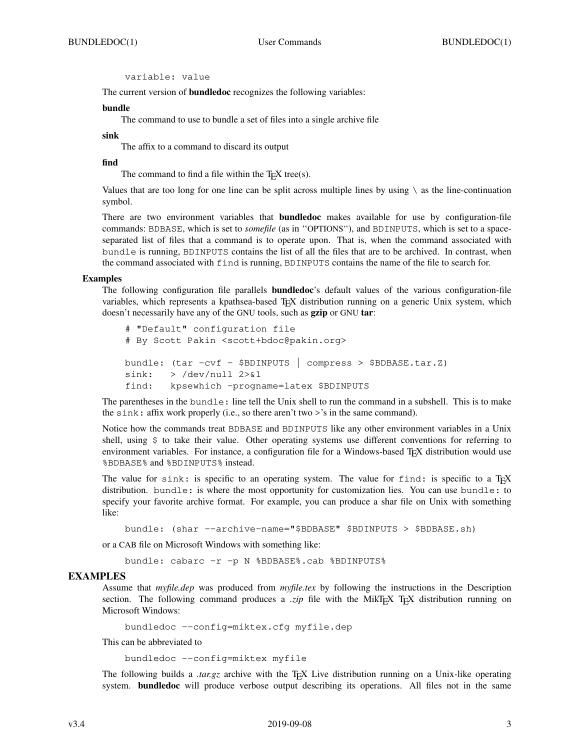```
variable: value
```

The current version of **bundledoc** recognizes the following variables:

**bundle**
The command to use to bundle a set of files into a single archive file

**sink**
The affix to a command to discard its output

**find**
The command to find a file within the TeX tree(s).

Values that are too long for one line can be split across multiple lines by using \ as the line-continuation symbol.

There are two environment variables that **bundledoc** makes available for use by configuration-file commands: BDBASE, which is set to *somefile* (as in ''OPTIONS''), and BDINPUTS, which is set to a space-separated list of files that a command is to operate upon. That is, when the command associated with `bundle` is running, BDINPUTS contains the list of all the files that are to be archived. In contrast, when the command associated with `find` is running, BDINPUTS contains the name of the file to search for.

### Examples

The following configuration file parallels **bundledoc**'s default values of the various configuration-file variables, which represents a kpathsea-based TeX distribution running on a generic Unix system, which doesn't necessarily have any of the GNU tools, such as **gzip** or GNU **tar**:

```
# "Default" configuration file
# By Scott Pakin <scott+bdoc@pakin.org>

bundle: (tar -cvf - $BDINPUTS | compress > $BDBASE.tar.Z)
sink:   > /dev/null 2>&1
find:   kpsewhich -progname=latex $BDINPUTS
```

The parentheses in the `bundle:` line tell the Unix shell to run the command in a subshell. This is to make the `sink:` affix work properly (i.e., so there aren't two >'s in the same command).

Notice how the commands treat BDBASE and BDINPUTS like any other environment variables in a Unix shell, using $ to take their value. Other operating systems use different conventions for referring to environment variables. For instance, a configuration file for a Windows-based TeX distribution would use %BDBASE% and %BDINPUTS% instead.

The value for `sink:` is specific to an operating system. The value for `find:` is specific to a TeX distribution. `bundle:` is where the most opportunity for customization lies. You can use `bundle:` to specify your favorite archive format. For example, you can produce a shar file on Unix with something like:

```
bundle: (shar --archive-name="$BDBASE" $BDINPUTS > $BDBASE.sh)
```

or a CAB file on Microsoft Windows with something like:

```
bundle: cabarc -r -p N %BDBASE%.cab %BDINPUTS%
```

## EXAMPLES

Assume that *myfile.dep* was produced from *myfile.tex* by following the instructions in the Description section. The following command produces a *.zip* file with the MikTeX TeX distribution running on Microsoft Windows:

```
bundledoc --config=miktex.cfg myfile.dep
```

This can be abbreviated to

```
bundledoc --config=miktex myfile
```

The following builds a *.tar.gz* archive with the TeX Live distribution running on a Unix-like operating system. **bundledoc** will produce verbose output describing its operations. All files not in the same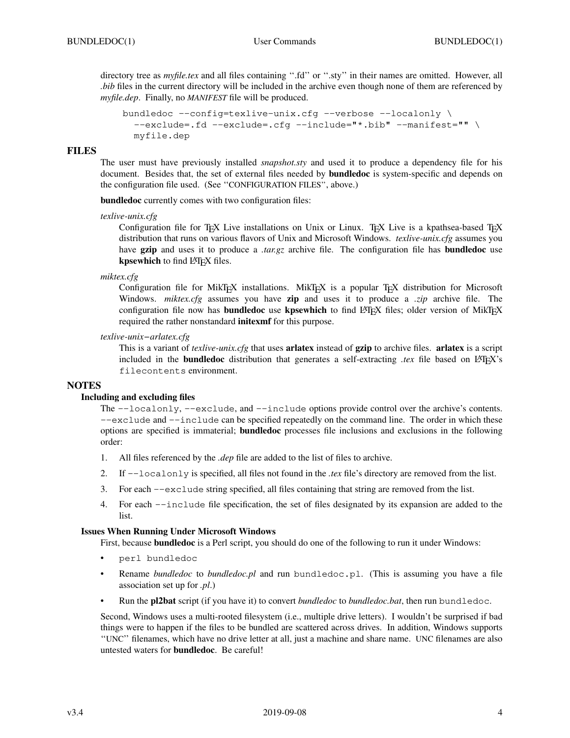directory tree as *myfile.tex* and all files containing ‘‘.fd’’ or ‘‘.sty’’ in their names are omitted. However, all *.bib* files in the current directory will be included in the archive even though none of them are referenced by *myfile.dep*. Finally, no *MANIFEST* file will be produced.

```
bundledoc --config=texlive-unix.cfg --verbose --localonly \
  --exclude=.fd --exclude=.cfg --include="*.bib" --manifest="" \
  myfile.dep
```

## FILES

The user must have previously installed *snapshot.sty* and used it to produce a dependency file for his document. Besides that, the set of external files needed by **bundledoc** is system-specific and depends on the configuration file used. (See ‘‘CONFIGURATION FILES’’, above.)

**bundledoc** currently comes with two configuration files:

*texlive-unix.cfg*
: Configuration file for TEX Live installations on Unix or Linux. TEX Live is a kpathsea-based TEX distribution that runs on various flavors of Unix and Microsoft Windows. *texlive-unix.cfg* assumes you have **gzip** and uses it to produce a *.tar.gz* archive file. The configuration file has **bundledoc** use **kpsewhich** to find LATEX files.

*miktex.cfg*
: Configuration file for MikTEX installations. MikTEX is a popular TEX distribution for Microsoft Windows. *miktex.cfg* assumes you have **zip** and uses it to produce a *.zip* archive file. The configuration file now has **bundledoc** use **kpsewhich** to find LATEX files; older version of MikTEX required the rather nonstandard **initexmf** for this purpose.

*texlive-unix−arlatex.cfg*
: This is a variant of *texlive-unix.cfg* that uses **arlatex** instead of **gzip** to archive files. **arlatex** is a script included in the **bundledoc** distribution that generates a self-extracting *.tex* file based on LATEX’s `filecontents` environment.

## NOTES

### Including and excluding files

The `--localonly`, `--exclude`, and `--include` options provide control over the archive’s contents. `--exclude` and `--include` can be specified repeatedly on the command line. The order in which these options are specified is immaterial; **bundledoc** processes file inclusions and exclusions in the following order:

1. All files referenced by the *.dep* file are added to the list of files to archive.
2. If `--localonly` is specified, all files not found in the *.tex* file’s directory are removed from the list.
3. For each `--exclude` string specified, all files containing that string are removed from the list.
4. For each `--include` file specification, the set of files designated by its expansion are added to the list.

### Issues When Running Under Microsoft Windows

First, because **bundledoc** is a Perl script, you should do one of the following to run it under Windows:

- `perl bundledoc`
- Rename *bundledoc* to *bundledoc.pl* and run `bundledoc.pl`. (This is assuming you have a file association set up for *.pl*.)
- Run the **pl2bat** script (if you have it) to convert *bundledoc* to *bundledoc.bat*, then run `bundledoc`.

Second, Windows uses a multi-rooted filesystem (i.e., multiple drive letters). I wouldn’t be surprised if bad things were to happen if the files to be bundled are scattered across drives. In addition, Windows supports ‘‘UNC’’ filenames, which have no drive letter at all, just a machine and share name. UNC filenames are also untested waters for **bundledoc**. Be careful!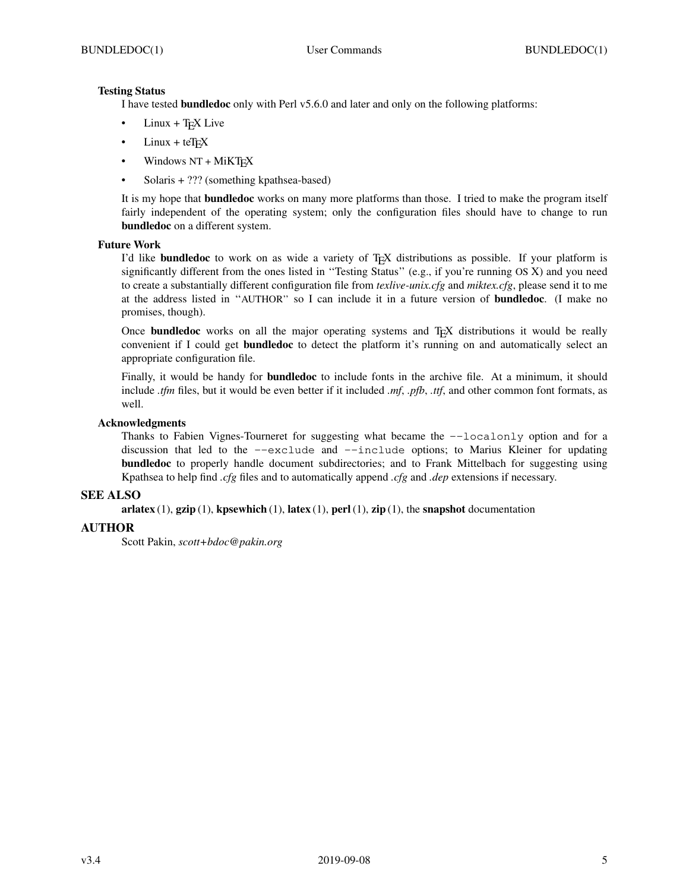### Testing Status

I have tested **bundledoc** only with Perl v5.6.0 and later and only on the following platforms:

- Linux + TeX Live
- Linux + teTeX
- Windows NT + MiKTeX
- Solaris + ??? (something kpathsea-based)

It is my hope that **bundledoc** works on many more platforms than those. I tried to make the program itself fairly independent of the operating system; only the configuration files should have to change to run **bundledoc** on a different system.

### Future Work

I'd like **bundledoc** to work on as wide a variety of TeX distributions as possible. If your platform is significantly different from the ones listed in ''Testing Status'' (e.g., if you're running OS X) and you need to create a substantially different configuration file from *texlive-unix.cfg* and *miktex.cfg*, please send it to me at the address listed in ''AUTHOR'' so I can include it in a future version of **bundledoc**. (I make no promises, though).

Once **bundledoc** works on all the major operating systems and TeX distributions it would be really convenient if I could get **bundledoc** to detect the platform it's running on and automatically select an appropriate configuration file.

Finally, it would be handy for **bundledoc** to include fonts in the archive file. At a minimum, it should include *.tfm* files, but it would be even better if it included *.mf*, *.pfb*, *.ttf*, and other common font formats, as well.

### Acknowledgments

Thanks to Fabien Vignes-Tourneret for suggesting what became the `--localonly` option and for a discussion that led to the `--exclude` and `--include` options; to Marius Kleiner for updating **bundledoc** to properly handle document subdirectories; and to Frank Mittelbach for suggesting using Kpathsea to help find *.cfg* files and to automatically append *.cfg* and *.dep* extensions if necessary.

## SEE ALSO

**arlatex** (1), **gzip** (1), **kpsewhich** (1), **latex** (1), **perl** (1), **zip** (1), the **snapshot** documentation

## AUTHOR

Scott Pakin, *scott+bdoc@pakin.org*